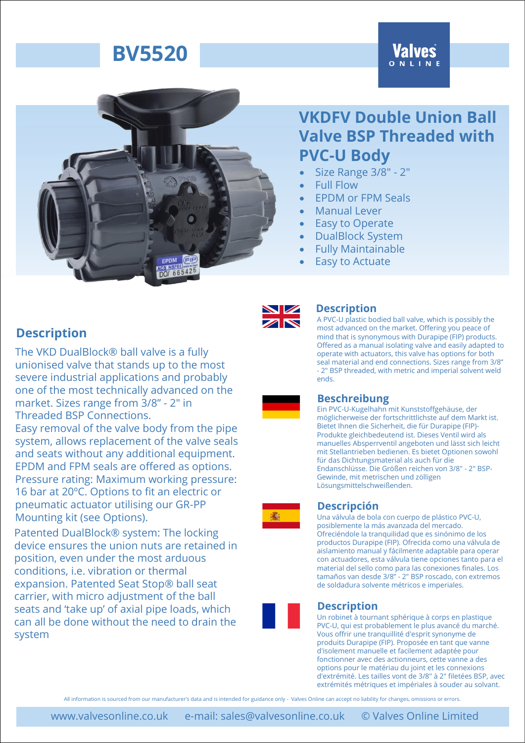# BV5520

Valves ONLINE

## VKDFV Double Union Ball Valve BSP Threaded with PVC-U Body

- Size Range 3/8" - 2"
- Full Flow
- EPDM or FPM Seals
- Manual Lever
- Easy to Operate
- DualBlock System
- Fully Maintainable
- Easy to Actuate

## Description

The VKD DualBlock® ball valve is a fully unionised valve that stands up to the most severe industrial applications and probably one of the most technically advanced on the market. Sizes range from 3/8" - 2" in Threaded BSP Connections.

Easy removal of the valve body from the pipe system, allows replacement of the valve seals and seats without any additional equipment. EPDM and FPM seals are offered as options. Pressure rating: Maximum working pressure: 16 bar at 20ºC. Options to fit an electric or pneumatic actuator utilising our GR-PP Mounting kit (see Options).

Patented DualBlock® system: The locking device ensures the union nuts are retained in position, even under the most arduous conditions, i.e. vibration or thermal expansion. Patented Seat Stop® ball seat carrier, with micro adjustment of the ball seats and 'take up' of axial pipe loads, which can all be done without the need to drain the system

### Description

A PVC-U plastic bodied ball valve, which is possibly the most advanced on the market. Offering you peace of mind that is synonymous with Durapipe (FIP) products. Offered as a manual isolating valve and easily adapted to operate with actuators, this valve has options for both seal material and end connections. Sizes range from 3/8" - 2" BSP threaded, with metric and imperial solvent weld ends.

### Beschreibung

Ein PVC-U-Kugelhahn mit Kunststoffgehäuse, der möglicherweise der fortschrittlichste auf dem Markt ist. Bietet Ihnen die Sicherheit, die für Durapipe (FIP)-Produkte gleichbedeutend ist. Dieses Ventil wird als manuelles Absperrventil angeboten und lässt sich leicht mit Stellantrieben bedienen. Es bietet Optionen sowohl für das Dichtungsmaterial als auch für die Endanschlüsse. Die Größen reichen von 3/8" - 2" BSP-Gewinde, mit metrischen und zölligen Lösungsmittelschweißenden.

### Descripción

Una válvula de bola con cuerpo de plástico PVC-U, posiblemente la más avanzada del mercado. Ofreciéndole la tranquilidad que es sinónimo de los productos Durapipe (FIP). Ofrecida como una válvula de aislamiento manual y fácilmente adaptable para operar con actuadores, esta válvula tiene opciones tanto para el material del sello como para las conexiones finales. Los tamaños van desde 3/8" - 2" BSP roscado, con extremos de soldadura solvente métricos e imperiales.

### Description

Un robinet à tournant sphérique à corps en plastique PVC-U, qui est probablement le plus avancé du marché. Vous offrir une tranquillité d'esprit synonyme de produits Durapipe (FIP). Proposée en tant que vanne d'isolement manuelle et facilement adaptée pour fonctionner avec des actionneurs, cette vanne a des options pour le matériau du joint et les connexions d'extrémité. Les tailles vont de 3/8" à 2" filetées BSP, avec extrémités métriques et impériales à souder au solvant.

All information is sourced from our manufacturer's data and is intended for guidance only - Valves Online can accept no liability for changes, omissions or errors.

www.valvesonline.co.uk e-mail: sales@valvesonline.co.uk © Valves Online Limited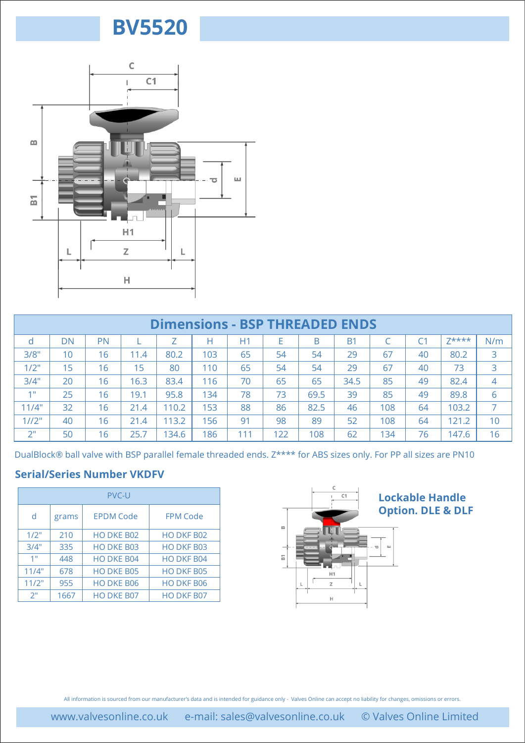# BV5520

## Dimensions - BSP THREADED ENDS

| d | DN | PN | L | Z | H | H1 | E | B | B1 | C | C1 | Z**** | N/m |
|---|---|---|---|---|---|---|---|---|---|---|---|---|---|
| 3/8" | 10 | 16 | 11.4 | 80.2 | 103 | 65 | 54 | 54 | 29 | 67 | 40 | 80.2 | 3 |
| 1/2" | 15 | 16 | 15 | 80 | 110 | 65 | 54 | 54 | 29 | 67 | 40 | 73 | 3 |
| 3/4" | 20 | 16 | 16.3 | 83.4 | 116 | 70 | 65 | 65 | 34.5 | 85 | 49 | 82.4 | 4 |
| 1" | 25 | 16 | 19.1 | 95.8 | 134 | 78 | 73 | 69.5 | 39 | 85 | 49 | 89.8 | 6 |
| 11/4" | 32 | 16 | 21.4 | 110.2 | 153 | 88 | 86 | 82.5 | 46 | 108 | 64 | 103.2 | 7 |
| 1//2" | 40 | 16 | 21.4 | 113.2 | 156 | 91 | 98 | 89 | 52 | 108 | 64 | 121.2 | 10 |
| 2" | 50 | 16 | 25.7 | 134.6 | 186 | 111 | 122 | 108 | 62 | 134 | 76 | 147.6 | 16 |

DualBlock® ball valve with BSP parallel female threaded ends. Z**** for ABS sizes only. For PP all sizes are PN10

### Serial/Series Number VKDFV

| PVC-U | | | |
|---|---|---|---|
| d | grams | EPDM Code | FPM Code |
| 1/2" | 210 | HO DKE B02 | HO DKF B02 |
| 3/4" | 335 | HO DKE B03 | HO DKF B03 |
| 1" | 448 | HO DKE B04 | HO DKF B04 |
| 11/4" | 678 | HO DKE B05 | HO DKF B05 |
| 11/2" | 955 | HO DKE B06 | HO DKF B06 |
| 2" | 1667 | HO DKE B07 | HO DKF B07 |

**Lockable Handle Option. DLE & DLF**

All information is sourced from our manufacturer's data and is intended for guidance only - Valves Online can accept no liability for changes, omissions or errors.

www.valvesonline.co.uk e-mail: sales@valvesonline.co.uk © Valves Online Limited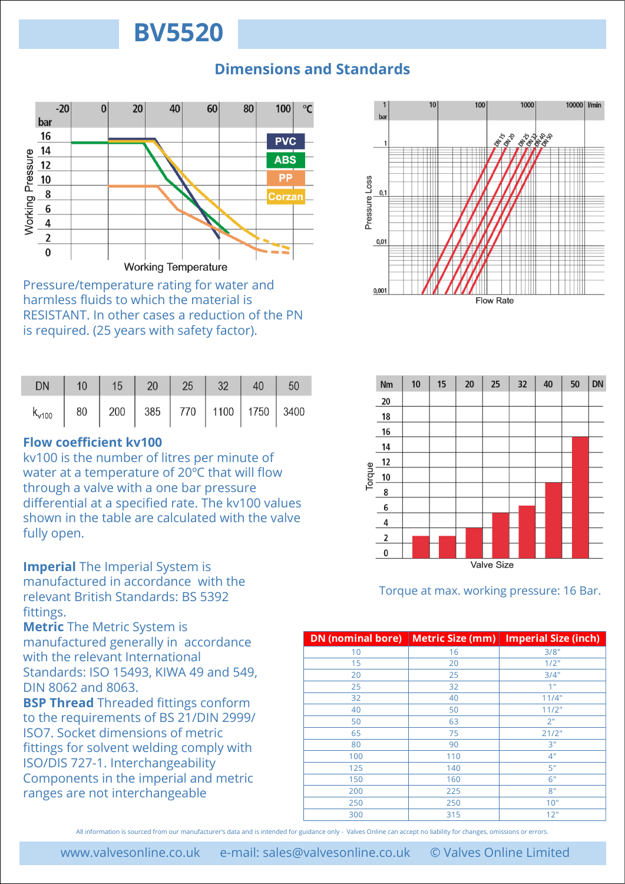# BV5520

## Dimensions and Standards

Pressure/temperature rating for water and harmless fluids to which the material is RESISTANT. In other cases a reduction of the PN is required. (25 years with safety factor).

| DN | 10 | 15 | 20 | 25 | 32 | 40 | 50 |
|---|---|---|---|---|---|---|---|
| $k_{v100}$ | 80 | 200 | 385 | 770 | 1100 | 1750 | 3400 |

**Flow coefficient kv100**
kv100 is the number of litres per minute of water at a temperature of 20ºC that will flow through a valve with a one bar pressure differential at a specified rate. The kv100 values shown in the table are calculated with the valve fully open.

Torque at max. working pressure: 16 Bar.

**Imperial** The Imperial System is manufactured in accordance with the relevant British Standards: BS 5392 fittings.

**Metric** The Metric System is manufactured generally in accordance with the relevant International Standards: ISO 15493, KIWA 49 and 549, DIN 8062 and 8063.

**BSP Thread** Threaded fittings conform to the requirements of BS 21/DIN 2999/ ISO7. Socket dimensions of metric fittings for solvent welding comply with ISO/DIS 727-1. Interchangeability Components in the imperial and metric ranges are not interchangeable

| DN (nominal bore) | Metric Size (mm) | Imperial Size (inch) |
|---|---|---|
| 10 | 16 | 3/8" |
| 15 | 20 | 1/2" |
| 20 | 25 | 3/4" |
| 25 | 32 | 1" |
| 32 | 40 | 11/4" |
| 40 | 50 | 11/2" |
| 50 | 63 | 2" |
| 65 | 75 | 21/2" |
| 80 | 90 | 3" |
| 100 | 110 | 4" |
| 125 | 140 | 5" |
| 150 | 160 | 6" |
| 200 | 225 | 8" |
| 250 | 250 | 10" |
| 300 | 315 | 12" |

All information is sourced from our manufacturer's data and is intended for guidance only - Valves Online can accept no liability for changes, omissions or errors.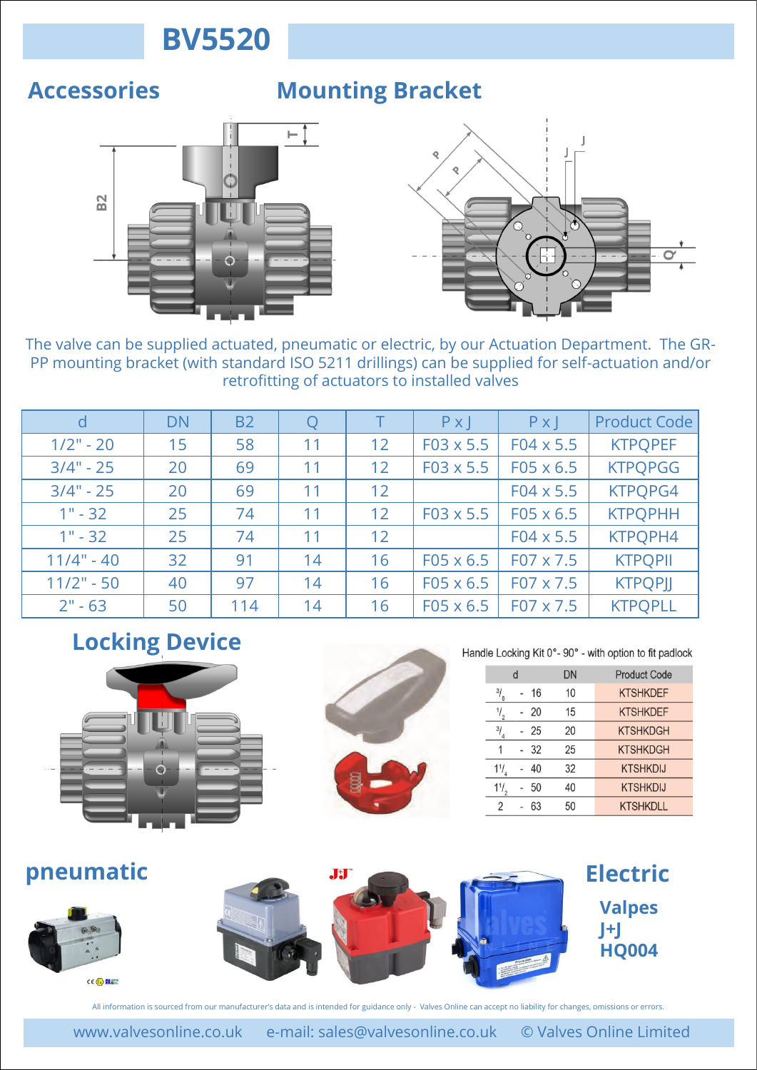# BV5520

## Accessories

## Mounting Bracket

The valve can be supplied actuated, pneumatic or electric, by our Actuation Department. The GR-PP mounting bracket (with standard ISO 5211 drillings) can be supplied for self-actuation and/or retrofitting of actuators to installed valves

| d | DN | B2 | Q | T | P x J | P x J | Product Code |
|---|---|---|---|---|---|---|---|
| 1/2" - 20 | 15 | 58 | 11 | 12 | F03 x 5.5 | F04 x 5.5 | KTPQPEF |
| 3/4" - 25 | 20 | 69 | 11 | 12 | F03 x 5.5 | F05 x 6.5 | KTPQPGG |
| 3/4" - 25 | 20 | 69 | 11 | 12 | | F04 x 5.5 | KTPQPG4 |
| 1" - 32 | 25 | 74 | 11 | 12 | F03 x 5.5 | F05 x 6.5 | KTPQPHH |
| 1" - 32 | 25 | 74 | 11 | 12 | | F04 x 5.5 | KTPQPH4 |
| 11/4" - 40 | 32 | 91 | 14 | 16 | F05 x 6.5 | F07 x 7.5 | KTPQPII |
| 11/2" - 50 | 40 | 97 | 14 | 16 | F05 x 6.5 | F07 x 7.5 | KTPQPJJ |
| 2" - 63 | 50 | 114 | 14 | 16 | F05 x 6.5 | F07 x 7.5 | KTPQPLL |

## Locking Device

Handle Locking Kit 0°- 90° - with option to fit padlock

| d | DN | Product Code |
|---|---|---|
| 3/8 - 16 | 10 | KTSHKDEF |
| 1/2 - 20 | 15 | KTSHKDEF |
| 3/4 - 25 | 20 | KTSHKDGH |
| 1 - 32 | 25 | KTSHKDGH |
| 11/4 - 40 | 32 | KTSHKDIJ |
| 11/2 - 50 | 40 | KTSHKDIJ |
| 2 - 63 | 50 | KTSHKDLL |

## pneumatic

## Electric

**Valpes**
**J+J**
**HQ004**

All information is sourced from our manufacturer's data and is intended for guidance only - Valves Online can accept no liability for changes, omissions or errors.

www.valvesonline.co.uk e-mail: sales@valvesonline.co.uk © Valves Online Limited